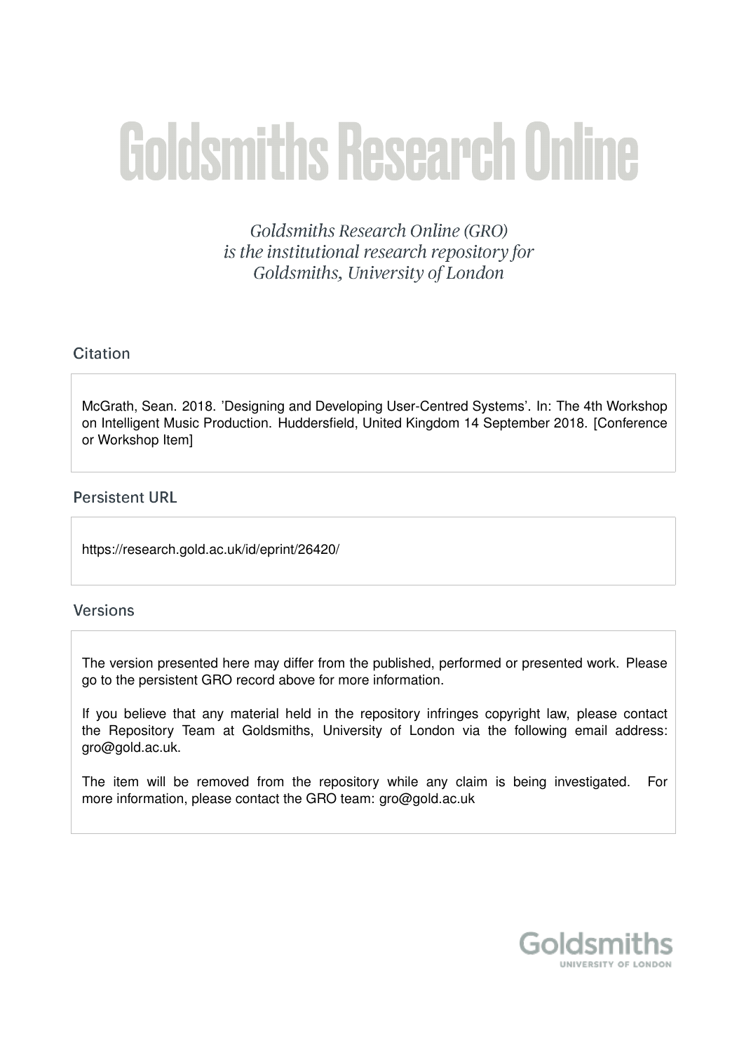# Goldsmiths Research Online

*Goldsmiths Research Online (GRO) is the institutional research repository for Goldsmiths, University of London*

## Citation

McGrath, Sean. 2018. 'Designing and Developing User-Centred Systems'. In: The 4th Workshop on Intelligent Music Production. Huddersfield, United Kingdom 14 September 2018. [Conference or Workshop Item]

## Persistent URL

https://research.gold.ac.uk/id/eprint/26420/

## Versions

The version presented here may differ from the published, performed or presented work. Please go to the persistent GRO record above for more information.

If you believe that any material held in the repository infringes copyright law, please contact the Repository Team at Goldsmiths, University of London via the following email address: gro@gold.ac.uk.

The item will be removed from the repository while any claim is being investigated. For more information, please contact the GRO team: gro@gold.ac.uk

Goldsmiths
UNIVERSITY OF LONDON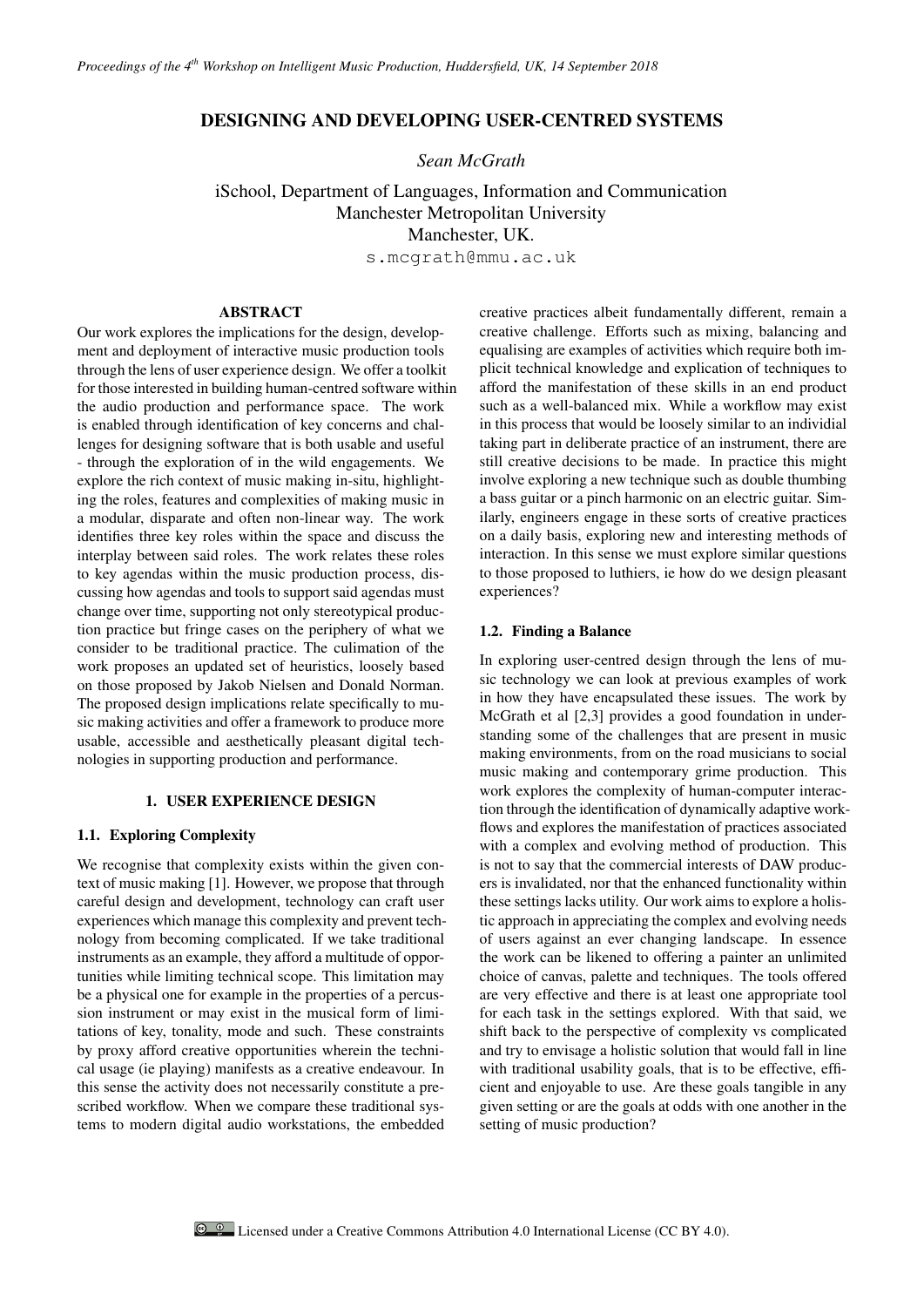## DESIGNING AND DEVELOPING USER-CENTRED SYSTEMS

*Sean McGrath*

iSchool, Department of Languages, Information and Communication
Manchester Metropolitan University
Manchester, UK.
s.mcgrath@mmu.ac.uk

### ABSTRACT

Our work explores the implications for the design, development and deployment of interactive music production tools through the lens of user experience design. We offer a toolkit for those interested in building human-centred software within the audio production and performance space. The work is enabled through identification of key concerns and challenges for designing software that is both usable and useful - through the exploration of in the wild engagements. We explore the rich context of music making in-situ, highlighting the roles, features and complexities of making music in a modular, disparate and often non-linear way. The work identifies three key roles within the space and discuss the interplay between said roles. The work relates these roles to key agendas within the music production process, discussing how agendas and tools to support said agendas must change over time, supporting not only stereotypical production practice but fringe cases on the periphery of what we consider to be traditional practice. The culimation of the work proposes an updated set of heuristics, loosely based on those proposed by Jakob Nielsen and Donald Norman. The proposed design implications relate specifically to music making activities and offer a framework to produce more usable, accessible and aesthetically pleasant digital technologies in supporting production and performance.

## 1. USER EXPERIENCE DESIGN

### 1.1. Exploring Complexity

We recognise that complexity exists within the given context of music making [1]. However, we propose that through careful design and development, technology can craft user experiences which manage this complexity and prevent technology from becoming complicated. If we take traditional instruments as an example, they afford a multitude of opportunities while limiting technical scope. This limitation may be a physical one for example in the properties of a percussion instrument or may exist in the musical form of limitations of key, tonality, mode and such. These constraints by proxy afford creative opportunities wherein the technical usage (ie playing) manifests as a creative endeavour. In this sense the activity does not necessarily constitute a prescribed workflow. When we compare these traditional systems to modern digital audio workstations, the embedded creative practices albeit fundamentally different, remain a creative challenge. Efforts such as mixing, balancing and equalising are examples of activities which require both implicit technical knowledge and explication of techniques to afford the manifestation of these skills in an end product such as a well-balanced mix. While a workflow may exist in this process that would be loosely similar to an individial taking part in deliberate practice of an instrument, there are still creative decisions to be made. In practice this might involve exploring a new technique such as double thumbing a bass guitar or a pinch harmonic on an electric guitar. Similarly, engineers engage in these sorts of creative practices on a daily basis, exploring new and interesting methods of interaction. In this sense we must explore similar questions to those proposed to luthiers, ie how do we design pleasant experiences?

### 1.2. Finding a Balance

In exploring user-centred design through the lens of music technology we can look at previous examples of work in how they have encapsulated these issues. The work by McGrath et al [2,3] provides a good foundation in understanding some of the challenges that are present in music making environments, from on the road musicians to social music making and contemporary grime production. This work explores the complexity of human-computer interaction through the identification of dynamically adaptive workflows and explores the manifestation of practices associated with a complex and evolving method of production. This is not to say that the commercial interests of DAW producers is invalidated, nor that the enhanced functionality within these settings lacks utility. Our work aims to explore a holistic approach in appreciating the complex and evolving needs of users against an ever changing landscape. In essence the work can be likened to offering a painter an unlimited choice of canvas, palette and techniques. The tools offered are very effective and there is at least one appropriate tool for each task in the settings explored. With that said, we shift back to the perspective of complexity vs complicated and try to envisage a holistic solution that would fall in line with traditional usability goals, that is to be effective, efficient and enjoyable to use. Are these goals tangible in any given setting or are the goals at odds with one another in the setting of music production?

Licensed under a Creative Commons Attribution 4.0 International License (CC BY 4.0).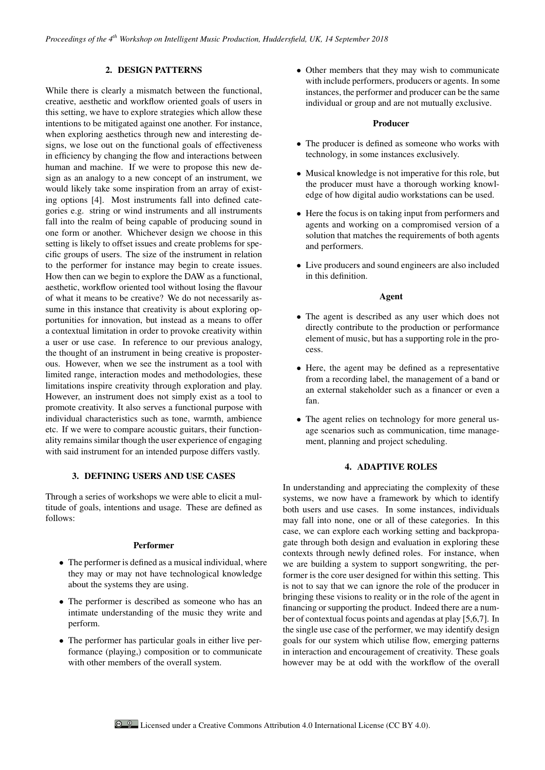## 2. DESIGN PATTERNS

While there is clearly a mismatch between the functional, creative, aesthetic and workflow oriented goals of users in this setting, we have to explore strategies which allow these intentions to be mitigated against one another. For instance, when exploring aesthetics through new and interesting designs, we lose out on the functional goals of effectiveness in efficiency by changing the flow and interactions between human and machine. If we were to propose this new design as an analogy to a new concept of an instrument, we would likely take some inspiration from an array of existing options [4]. Most instruments fall into defined categories e.g. string or wind instruments and all instruments fall into the realm of being capable of producing sound in one form or another. Whichever design we choose in this setting is likely to offset issues and create problems for specific groups of users. The size of the instrument in relation to the performer for instance may begin to create issues. How then can we begin to explore the DAW as a functional, aesthetic, workflow oriented tool without losing the flavour of what it means to be creative? We do not necessarily assume in this instance that creativity is about exploring opportunities for innovation, but instead as a means to offer a contextual limitation in order to provoke creativity within a user or use case. In reference to our previous analogy, the thought of an instrument in being creative is preposterous. However, when we see the instrument as a tool with limited range, interaction modes and methodologies, these limitations inspire creativity through exploration and play. However, an instrument does not simply exist as a tool to promote creativity. It also serves a functional purpose with individual characteristics such as tone, warmth, ambience etc. If we were to compare acoustic guitars, their functionality remains similar though the user experience of engaging with said instrument for an intended purpose differs vastly.

## 3. DEFINING USERS AND USE CASES

Through a series of workshops we were able to elicit a multitude of goals, intentions and usage. These are defined as follows:

**Performer**

- The performer is defined as a musical individual, where they may or may not have technological knowledge about the systems they are using.
- The performer is described as someone who has an intimate understanding of the music they write and perform.
- The performer has particular goals in either live performance (playing,) composition or to communicate with other members of the overall system.
- Other members that they may wish to communicate with include performers, producers or agents. In some instances, the performer and producer can be the same individual or group and are not mutually exclusive.

**Producer**

- The producer is defined as someone who works with technology, in some instances exclusively.
- Musical knowledge is not imperative for this role, but the producer must have a thorough working knowledge of how digital audio workstations can be used.
- Here the focus is on taking input from performers and agents and working on a compromised version of a solution that matches the requirements of both agents and performers.
- Live producers and sound engineers are also included in this definition.

**Agent**

- The agent is described as any user which does not directly contribute to the production or performance element of music, but has a supporting role in the process.
- Here, the agent may be defined as a representative from a recording label, the management of a band or an external stakeholder such as a financer or even a fan.
- The agent relies on technology for more general usage scenarios such as communication, time management, planning and project scheduling.

## 4. ADAPTIVE ROLES

In understanding and appreciating the complexity of these systems, we now have a framework by which to identify both users and use cases. In some instances, individuals may fall into none, one or all of these categories. In this case, we can explore each working setting and backpropagate through both design and evaluation in exploring these contexts through newly defined roles. For instance, when we are building a system to support songwriting, the performer is the core user designed for within this setting. This is not to say that we can ignore the role of the producer in bringing these visions to reality or in the role of the agent in financing or supporting the product. Indeed there are a number of contextual focus points and agendas at play [5,6,7]. In the single use case of the performer, we may identify design goals for our system which utilise flow, emerging patterns in interaction and encouragement of creativity. These goals however may be at odd with the workflow of the overall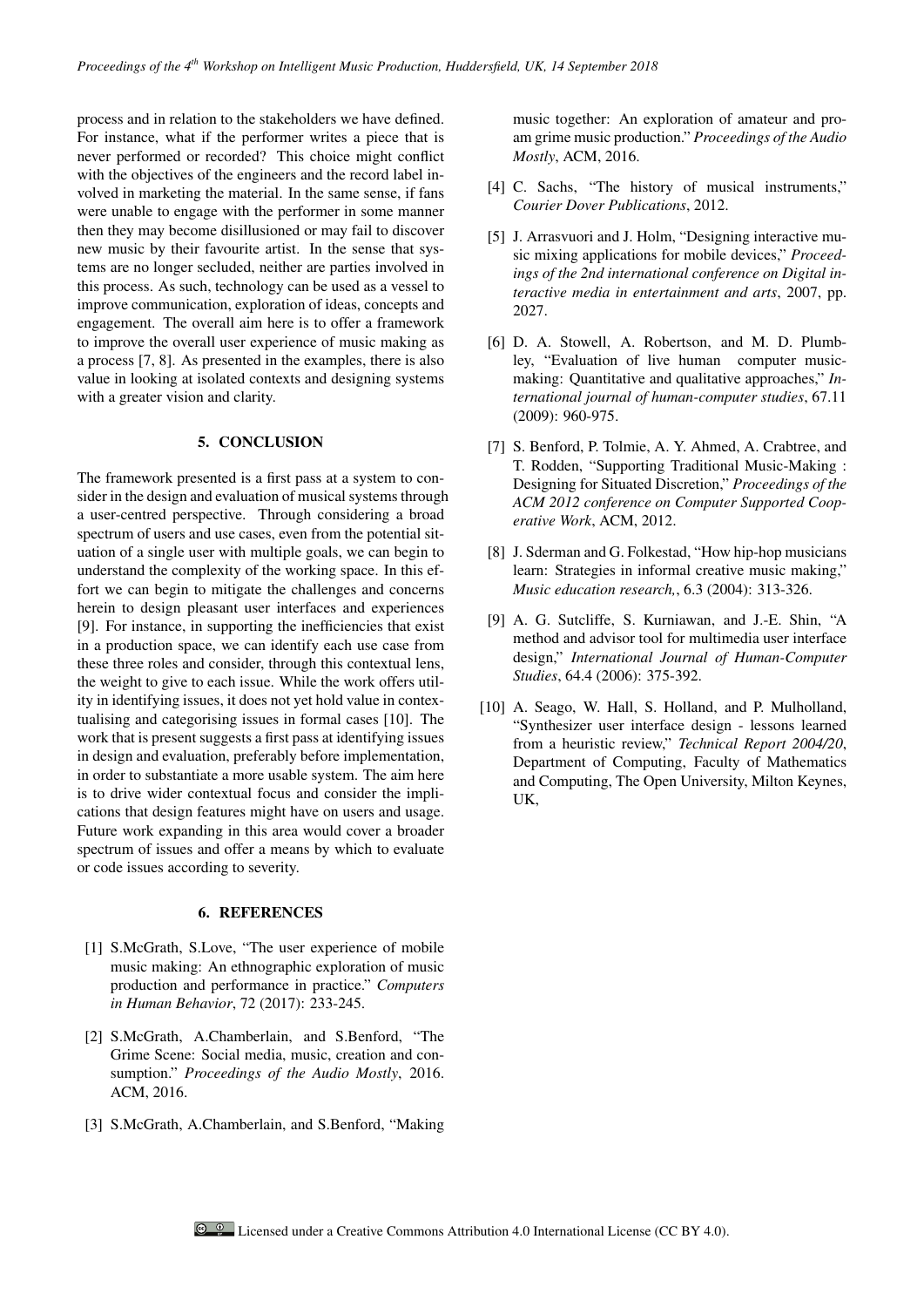process and in relation to the stakeholders we have defined. For instance, what if the performer writes a piece that is never performed or recorded? This choice might conflict with the objectives of the engineers and the record label involved in marketing the material. In the same sense, if fans were unable to engage with the performer in some manner then they may become disillusioned or may fail to discover new music by their favourite artist. In the sense that systems are no longer secluded, neither are parties involved in this process. As such, technology can be used as a vessel to improve communication, exploration of ideas, concepts and engagement. The overall aim here is to offer a framework to improve the overall user experience of music making as a process [7, 8]. As presented in the examples, there is also value in looking at isolated contexts and designing systems with a greater vision and clarity.

## 5. CONCLUSION

The framework presented is a first pass at a system to consider in the design and evaluation of musical systems through a user-centred perspective. Through considering a broad spectrum of users and use cases, even from the potential situation of a single user with multiple goals, we can begin to understand the complexity of the working space. In this effort we can begin to mitigate the challenges and concerns herein to design pleasant user interfaces and experiences [9]. For instance, in supporting the inefficiencies that exist in a production space, we can identify each use case from these three roles and consider, through this contextual lens, the weight to give to each issue. While the work offers utility in identifying issues, it does not yet hold value in contextualising and categorising issues in formal cases [10]. The work that is present suggests a first pass at identifying issues in design and evaluation, preferably before implementation, in order to substantiate a more usable system. The aim here is to drive wider contextual focus and consider the implications that design features might have on users and usage. Future work expanding in this area would cover a broader spectrum of issues and offer a means by which to evaluate or code issues according to severity.

## 6. REFERENCES

[1] S.McGrath, S.Love, "The user experience of mobile music making: An ethnographic exploration of music production and performance in practice." *Computers in Human Behavior*, 72 (2017): 233-245.

[2] S.McGrath, A.Chamberlain, and S.Benford, "The Grime Scene: Social media, music, creation and consumption." *Proceedings of the Audio Mostly*, 2016. ACM, 2016.

[3] S.McGrath, A.Chamberlain, and S.Benford, "Making music together: An exploration of amateur and pro-am grime music production." *Proceedings of the Audio Mostly*, ACM, 2016.

[4] C. Sachs, "The history of musical instruments," *Courier Dover Publications*, 2012.

[5] J. Arrasvuori and J. Holm, "Designing interactive music mixing applications for mobile devices," *Proceedings of the 2nd international conference on Digital interactive media in entertainment and arts*, 2007, pp. 2027.

[6] D. A. Stowell, A. Robertson, and M. D. Plumbley, "Evaluation of live human computer music-making: Quantitative and qualitative approaches," *International journal of human-computer studies*, 67.11 (2009): 960-975.

[7] S. Benford, P. Tolmie, A. Y. Ahmed, A. Crabtree, and T. Rodden, "Supporting Traditional Music-Making : Designing for Situated Discretion," *Proceedings of the ACM 2012 conference on Computer Supported Cooperative Work*, ACM, 2012.

[8] J. Sderman and G. Folkestad, "How hip-hop musicians learn: Strategies in informal creative music making," *Music education research,*, 6.3 (2004): 313-326.

[9] A. G. Sutcliffe, S. Kurniawan, and J.-E. Shin, "A method and advisor tool for multimedia user interface design," *International Journal of Human-Computer Studies*, 64.4 (2006): 375-392.

[10] A. Seago, W. Hall, S. Holland, and P. Mulholland, "Synthesizer user interface design - lessons learned from a heuristic review," *Technical Report 2004/20*, Department of Computing, Faculty of Mathematics and Computing, The Open University, Milton Keynes, UK,

Licensed under a Creative Commons Attribution 4.0 International License (CC BY 4.0).